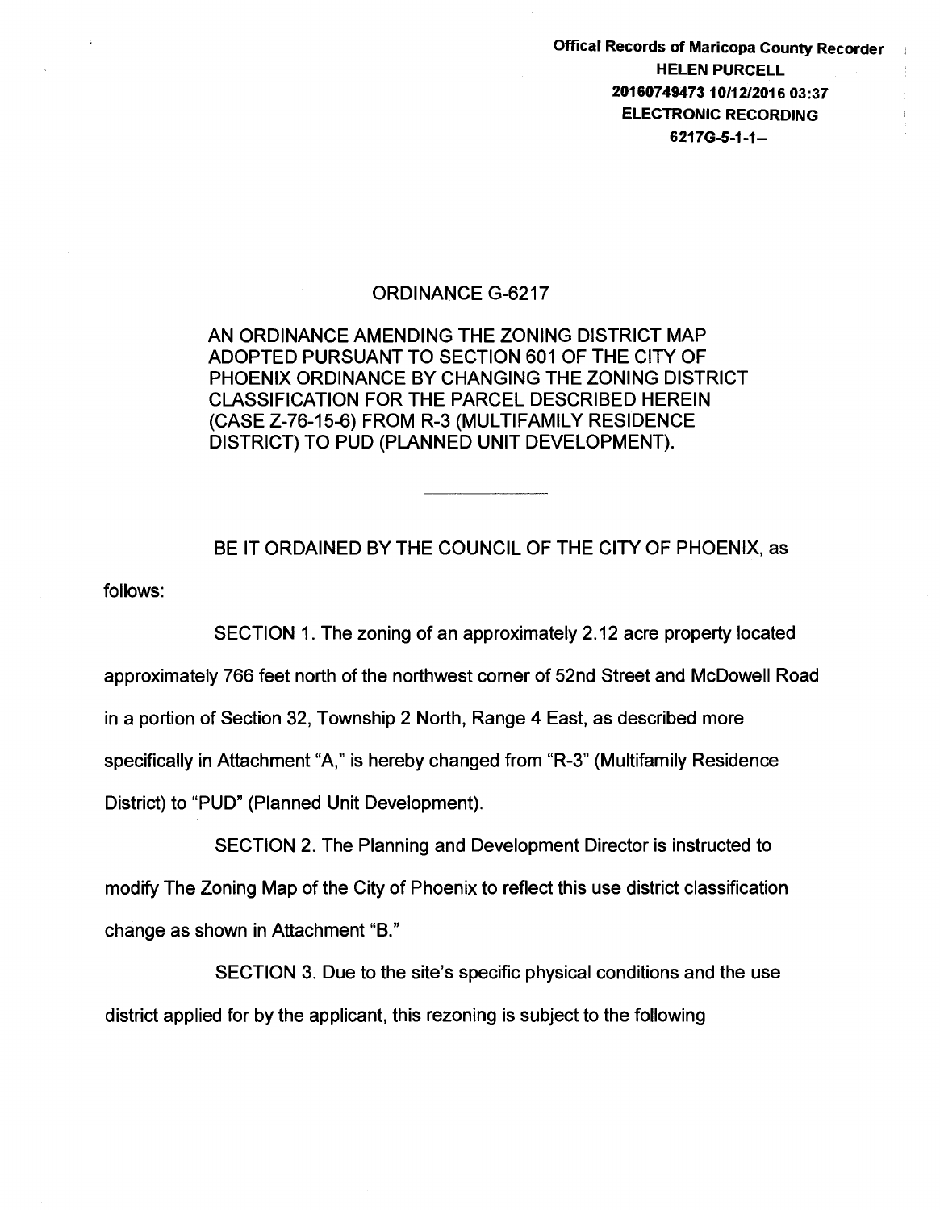Offical Records of Maricopa County Recorder
HELEN PURCELL
20160749473 10/12/2016 03:37
ELECTRONIC RECORDING
6217G-5-1-1--

# ORDINANCE G-6217

AN ORDINANCE AMENDING THE ZONING DISTRICT MAP ADOPTED PURSUANT TO SECTION 601 OF THE CITY OF PHOENIX ORDINANCE BY CHANGING THE ZONING DISTRICT CLASSIFICATION FOR THE PARCEL DESCRIBED HEREIN (CASE Z-76-15-6) FROM R-3 (MULTIFAMILY RESIDENCE DISTRICT) TO PUD (PLANNED UNIT DEVELOPMENT).

---

BE IT ORDAINED BY THE COUNCIL OF THE CITY OF PHOENIX, as follows:

SECTION 1. The zoning of an approximately 2.12 acre property located approximately 766 feet north of the northwest corner of 52nd Street and McDowell Road in a portion of Section 32, Township 2 North, Range 4 East, as described more specifically in Attachment "A," is hereby changed from "R-3" (Multifamily Residence District) to "PUD" (Planned Unit Development).

SECTION 2. The Planning and Development Director is instructed to modify The Zoning Map of the City of Phoenix to reflect this use district classification change as shown in Attachment "B."

SECTION 3. Due to the site's specific physical conditions and the use district applied for by the applicant, this rezoning is subject to the following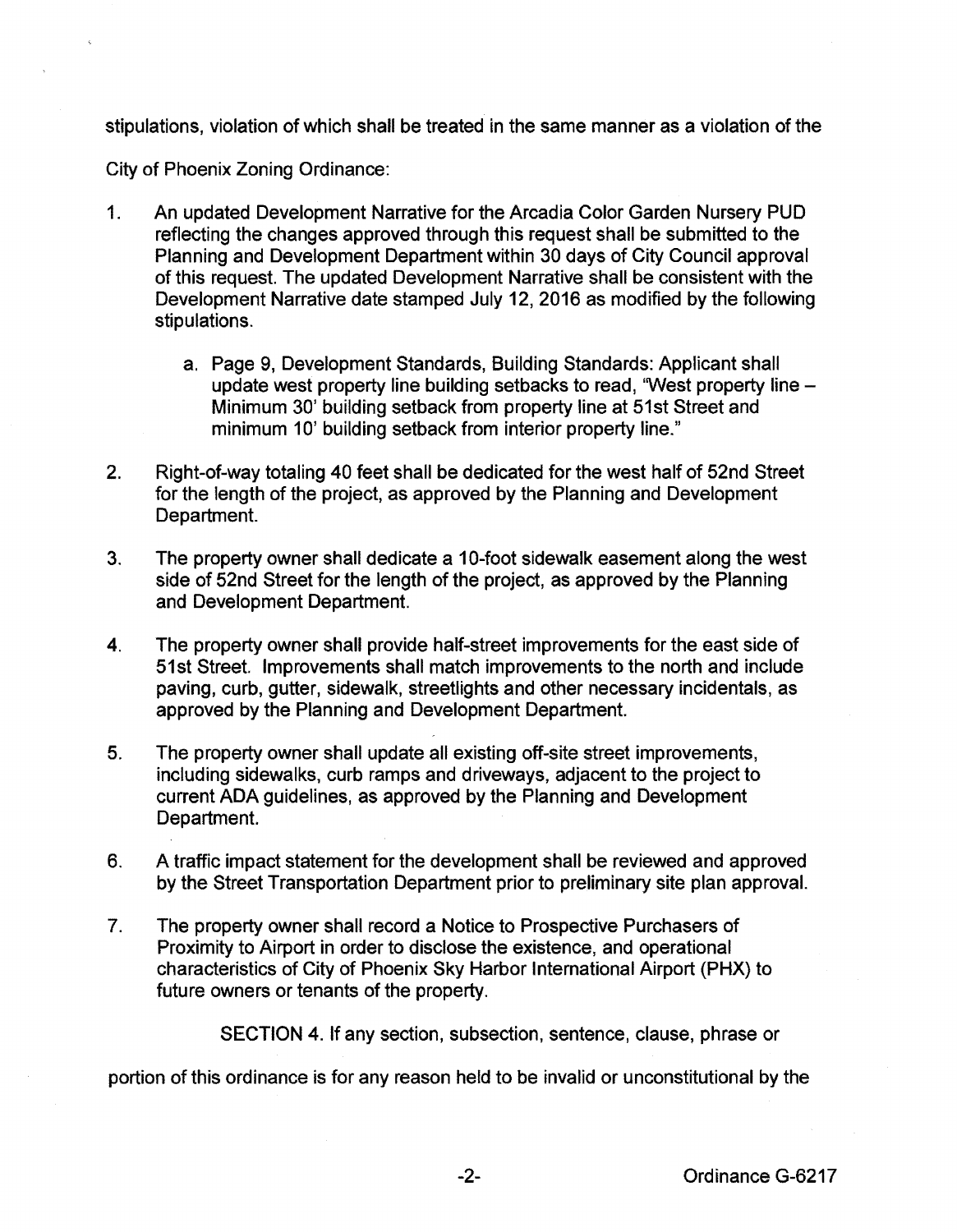stipulations, violation of which shall be treated in the same manner as a violation of the City of Phoenix Zoning Ordinance:

1. An updated Development Narrative for the Arcadia Color Garden Nursery PUD reflecting the changes approved through this request shall be submitted to the Planning and Development Department within 30 days of City Council approval of this request. The updated Development Narrative shall be consistent with the Development Narrative date stamped July 12, 2016 as modified by the following stipulations.

    a. Page 9, Development Standards, Building Standards: Applicant shall update west property line building setbacks to read, "West property line – Minimum 30' building setback from property line at 51st Street and minimum 10' building setback from interior property line."

2. Right-of-way totaling 40 feet shall be dedicated for the west half of 52nd Street for the length of the project, as approved by the Planning and Development Department.

3. The property owner shall dedicate a 10-foot sidewalk easement along the west side of 52nd Street for the length of the project, as approved by the Planning and Development Department.

4. The property owner shall provide half-street improvements for the east side of 51st Street. Improvements shall match improvements to the north and include paving, curb, gutter, sidewalk, streetlights and other necessary incidentals, as approved by the Planning and Development Department.

5. The property owner shall update all existing off-site street improvements, including sidewalks, curb ramps and driveways, adjacent to the project to current ADA guidelines, as approved by the Planning and Development Department.

6. A traffic impact statement for the development shall be reviewed and approved by the Street Transportation Department prior to preliminary site plan approval.

7. The property owner shall record a Notice to Prospective Purchasers of Proximity to Airport in order to disclose the existence, and operational characteristics of City of Phoenix Sky Harbor International Airport (PHX) to future owners or tenants of the property.

SECTION 4. If any section, subsection, sentence, clause, phrase or portion of this ordinance is for any reason held to be invalid or unconstitutional by the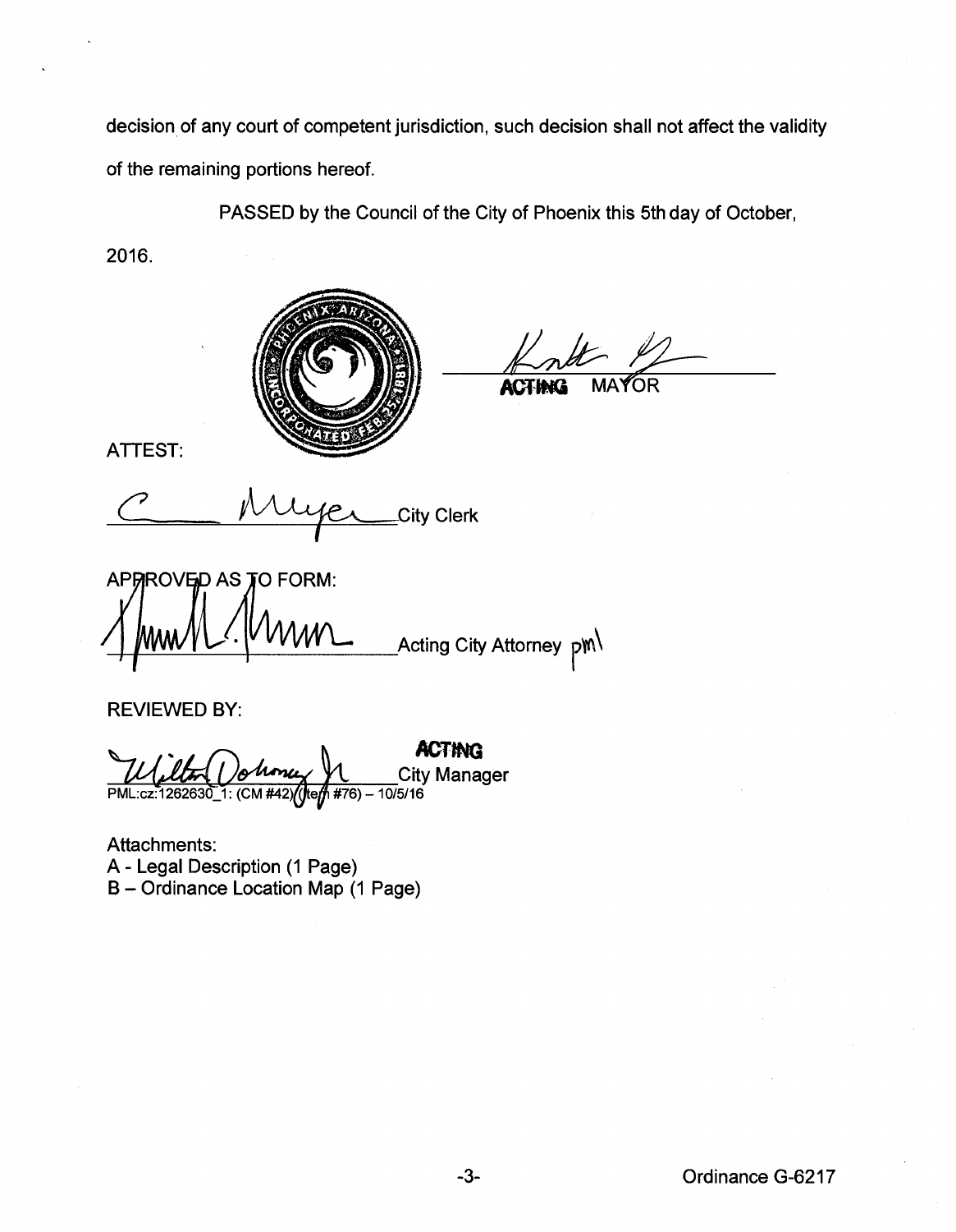decision of any court of competent jurisdiction, such decision shall not affect the validity of the remaining portions hereof.

PASSED by the Council of the City of Phoenix this 5th day of October, 2016.

ACTING MAYOR

ATTEST:

City Clerk

APPROVED AS TO FORM:

Acting City Attorney pml

REVIEWED BY:

ACTING City Manager

PML:cz:1262630_1: (CM #42) (Item #76) – 10/5/16

Attachments:
A - Legal Description (1 Page)
B – Ordinance Location Map (1 Page)

Ordinance G-6217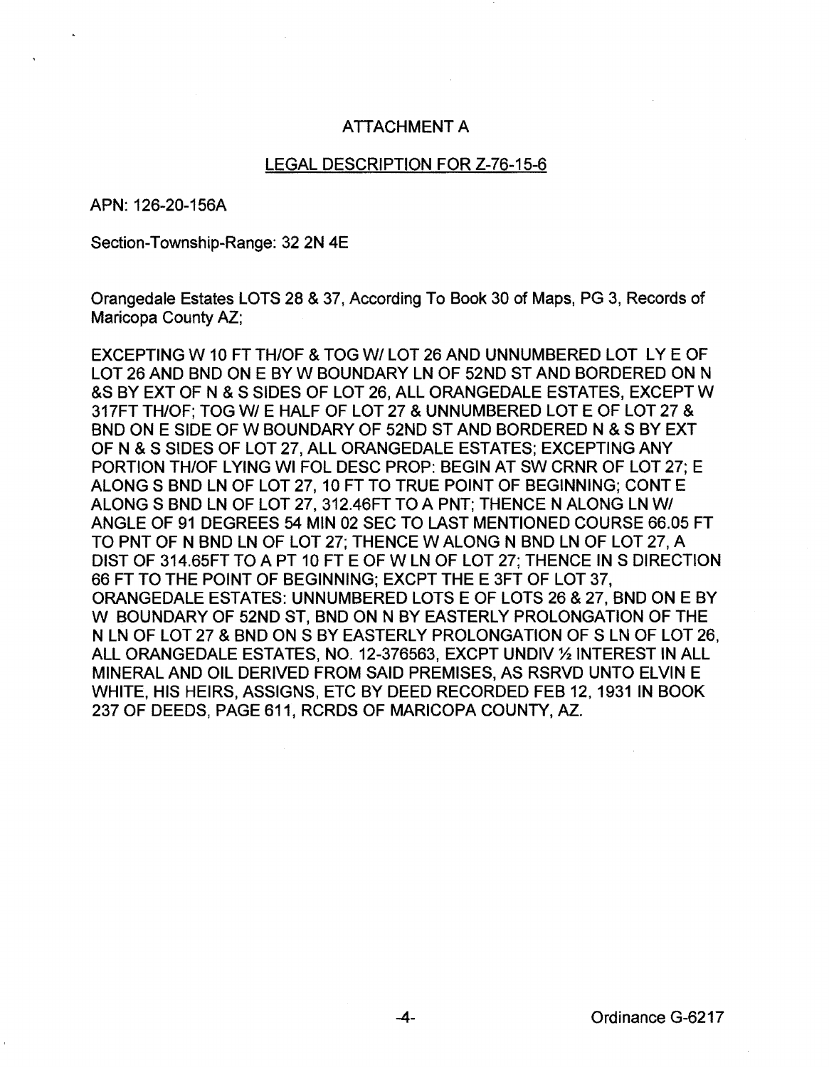## ATTACHMENT A

### LEGAL DESCRIPTION FOR Z-76-15-6

APN: 126-20-156A

Section-Township-Range: 32 2N 4E

Orangedale Estates LOTS 28 & 37, According To Book 30 of Maps, PG 3, Records of Maricopa County AZ;

EXCEPTING W 10 FT TH/OF & TOG W/ LOT 26 AND UNNUMBERED LOT LY E OF LOT 26 AND BND ON E BY W BOUNDARY LN OF 52ND ST AND BORDERED ON N &S BY EXT OF N & S SIDES OF LOT 26, ALL ORANGEDALE ESTATES, EXCEPT W 317FT TH/OF; TOG W/ E HALF OF LOT 27 & UNNUMBERED LOT E OF LOT 27 & BND ON E SIDE OF W BOUNDARY OF 52ND ST AND BORDERED N & S BY EXT OF N & S SIDES OF LOT 27, ALL ORANGEDALE ESTATES; EXCEPTING ANY PORTION TH/OF LYING WI FOL DESC PROP: BEGIN AT SW CRNR OF LOT 27; E ALONG S BND LN OF LOT 27, 10 FT TO TRUE POINT OF BEGINNING; CONT E ALONG S BND LN OF LOT 27, 312.46FT TO A PNT; THENCE N ALONG LN W/ ANGLE OF 91 DEGREES 54 MIN 02 SEC TO LAST MENTIONED COURSE 66.05 FT TO PNT OF N BND LN OF LOT 27; THENCE W ALONG N BND LN OF LOT 27, A DIST OF 314.65FT TO A PT 10 FT E OF W LN OF LOT 27; THENCE IN S DIRECTION 66 FT TO THE POINT OF BEGINNING; EXCPT THE E 3FT OF LOT 37, ORANGEDALE ESTATES: UNNUMBERED LOTS E OF LOTS 26 & 27, BND ON E BY W BOUNDARY OF 52ND ST, BND ON N BY EASTERLY PROLONGATION OF THE N LN OF LOT 27 & BND ON S BY EASTERLY PROLONGATION OF S LN OF LOT 26, ALL ORANGEDALE ESTATES, NO. 12-376563, EXCPT UNDIV ½ INTEREST IN ALL MINERAL AND OIL DERIVED FROM SAID PREMISES, AS RSRVD UNTO ELVIN E WHITE, HIS HEIRS, ASSIGNS, ETC BY DEED RECORDED FEB 12, 1931 IN BOOK 237 OF DEEDS, PAGE 611, RCRDS OF MARICOPA COUNTY, AZ.

Ordinance G-6217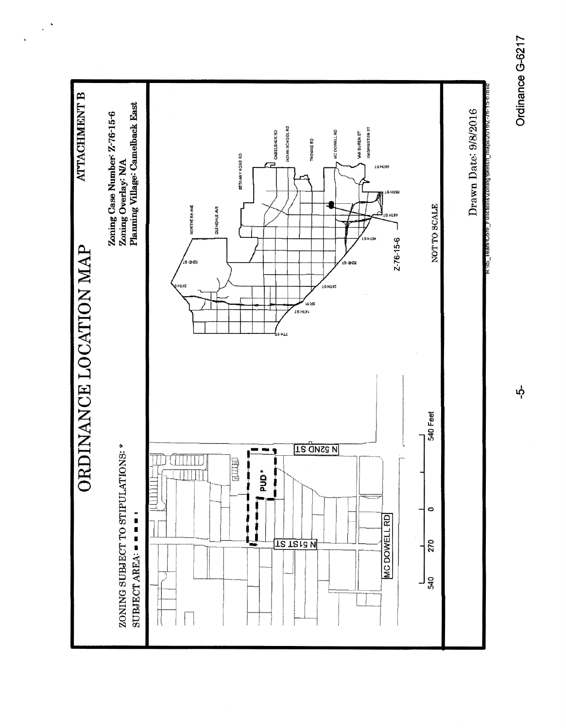# ORDINANCE LOCATION MAP

**ATTACHMENT B**

ZONING SUBJECT TO STIPULATIONS: *

SUBJECT AREA: ■ ■ ■ ■ ■

**Zoning Case Number: Z-76-15-6**
**Zoning Overlay: N/A**
**Planning Village: Camelback East**

PUD *

N 52ND ST

N 51ST ST

MC DOWELL RD

540 270 0 540 Feet

BETHANY HOME RD
NORTHERN AVE
GLENDALE AVE
CAMELBACK RD
INDIAN SCHOOL RD
THOMAS RD
MC DOWELL RD
VAN BUREN ST
WASHINGTON ST
7TH ST
16TH ST
SR 51
24TH ST
32ND ST
40TH ST
48TH ST
56TH ST
64TH ST

Z-76-15-6

NOT TO SCALE

Drawn Date: 9/8/2016

R:\IS_Team\Core_Functions\Zoning\sketch_maps\2016\Z-76-15-6.mxd

Ordinance G-6217